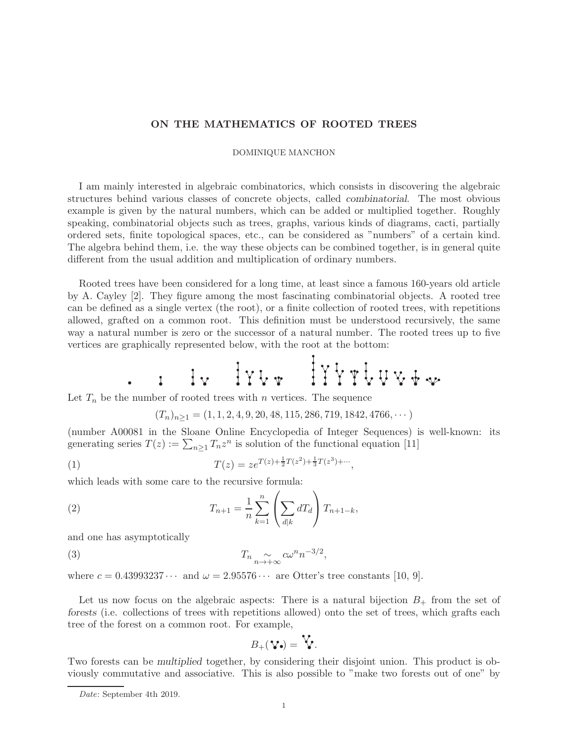# ON THE MATHEMATICS OF ROOTED TREES

DOMINIQUE MANCHON

I am mainly interested in algebraic combinatorics, which consists in discovering the algebraic structures behind various classes of concrete objects, called *combinatorial*. The most obvious example is given by the natural numbers, which can be added or multiplied together. Roughly speaking, combinatorial objects such as trees, graphs, various kinds of diagrams, cacti, partially ordered sets, finite topological spaces, etc., can be considered as "numbers" of a certain kind. The algebra behind them, i.e. the way these objects can be combined together, is in general quite different from the usual addition and multiplication of ordinary numbers.

Rooted trees have been considered for a long time, at least since a famous 160-years old article by A. Cayley [2]. They figure among the most fascinating combinatorial objects. A rooted tree can be defined as a single vertex (the root), or a finite collection of rooted trees, with repetitions allowed, grafted on a common root. This definition must be understood recursively, the same way a natural number is zero or the successor of a natural number. The rooted trees up to five vertices are graphically represented below, with the root at the bottom:

Let $T_n$ be the number of rooted trees with $n$ vertices. The sequence

$$(T_n)_{n\geq 1} = (1, 1, 2, 4, 9, 20, 48, 115, 286, 719, 1842, 4766, \cdots)$$

(number A00081 in the Sloane Online Encyclopedia of Integer Sequences) is well-known: its generating series $T(z) := \sum_{n\geq 1} T_n z^n$ is solution of the functional equation [11]

$$T(z) = ze^{T(z)+\frac{1}{2}T(z^2)+\frac{1}{3}T(z^3)+\cdots}, \tag{1}$$

which leads with some care to the recursive formula:

$$T_{n+1} = \frac{1}{n}\sum_{k=1}^{n}\left(\sum_{d|k} dT_d\right)T_{n+1-k}, \tag{2}$$

and one has asymptotically

$$T_n \underset{n\to+\infty}{\sim} c\omega^n n^{-3/2}, \tag{3}$$

where $c = 0.43993237\cdots$ and $\omega = 2.95576\cdots$ are Otter's tree constants [10, 9].

Let us now focus on the algebraic aspects: There is a natural bijection $B_+$ from the set of *forests* (i.e. collections of trees with repetitions allowed) onto the set of trees, which grafts each tree of the forest on a common root. For example,

$$B_+(\text{forest}) = \text{tree}.$$

Two forests can be *multiplied* together, by considering their disjoint union. This product is obviously commutative and associative. This is also possible to "make two forests out of one" by

*Date*: September 4th 2019.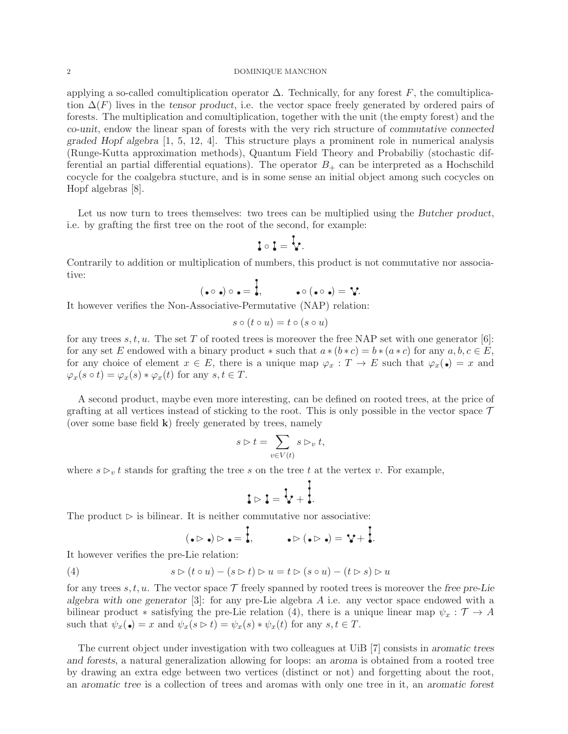applying a so-called comultiplication operator $\Delta$. Technically, for any forest $F$, the comultiplication $\Delta(F)$ lives in the *tensor product*, i.e. the vector space freely generated by ordered pairs of forests. The multiplication and comultiplication, together with the unit (the empty forest) and the *co-unit*, endow the linear span of forests with the very rich structure of *commutative connected graded Hopf algebra* [1, 5, 12, 4]. This structure plays a prominent role in numerical analysis (Runge-Kutta approximation methods), Quantum Field Theory and Probabiliy (stochastic differential an partial differential equations). The operator $B_+$ can be interpreted as a Hochschild cocycle for the coalgebra stucture, and is in some sense an initial object among such cocycles on Hopf algebras [8].

Let us now turn to trees themselves: two trees can be multiplied using the *Butcher product*, i.e. by grafting the first tree on the root of the second, for example:

$$
\mathfrak{l} \circ \mathfrak{l} = \mathfrak{V}.
$$

Contrarily to addition or multiplication of numbers, this product is not commutative nor associative:

$$
(\bullet \circ \bullet) \circ \bullet = \mathfrak{l}\!\!\mathfrak{l}, \qquad \bullet \circ (\bullet \circ \bullet) = \mathbf{V}.
$$

It however verifies the Non-Associative-Permutative (NAP) relation:

$$
s \circ (t \circ u) = t \circ (s \circ u)
$$

for any trees $s, t, u$. The set $T$ of rooted trees is moreover the free NAP set with one generator [6]: for any set $E$ endowed with a binary product $*$ such that $a * (b * c) = b * (a * c)$ for any $a, b, c \in E$, for any choice of element $x \in E$, there is a unique map $\varphi_x : T \to E$ such that $\varphi_x(\bullet) = x$ and $\varphi_x(s \circ t) = \varphi_x(s) * \varphi_x(t)$ for any $s, t \in T$.

A second product, maybe even more interesting, can be defined on rooted trees, at the price of grafting at all vertices instead of sticking to the root. This is only possible in the vector space $\mathcal{T}$ (over some base field $\mathbf{k}$) freely generated by trees, namely

$$
s \rhd t = \sum_{v \in V(t)} s \rhd_v t,
$$

where $s \rhd_v t$ stands for grafting the tree $s$ on the tree $t$ at the vertex $v$. For example,

$$
\mathfrak{l} \rhd \mathfrak{l} = \mathfrak{V} + \mathfrak{l}\!\!\mathfrak{l}.
$$

The product $\rhd$ is bilinear. It is neither commutative nor associative:

$$
(\bullet \rhd \bullet) \rhd \bullet = \mathfrak{l}\!\!\mathfrak{l}, \qquad \bullet \rhd (\bullet \rhd \bullet) = \mathbf{V} + \mathfrak{l}\!\!\mathfrak{l}.
$$

It however verifies the pre-Lie relation:

$$
s \rhd (t \circ u) - (s \rhd t) \rhd u = t \rhd (s \circ u) - (t \rhd s) \rhd u \tag{4}
$$

for any trees $s, t, u$. The vector space $\mathcal{T}$ freely spanned by rooted trees is moreover the *free pre-Lie algebra with one generator* [3]: for any pre-Lie algebra $A$ i.e. any vector space endowed with a bilinear product $*$ satisfying the pre-Lie relation (4), there is a unique linear map $\psi_x : \mathcal{T} \to A$ such that $\psi_x(\bullet) = x$ and $\psi_x(s \rhd t) = \psi_x(s) * \psi_x(t)$ for any $s, t \in T$.

The current object under investigation with two colleagues at UiB [7] consists in *aromatic trees and forests*, a natural generalization allowing for loops: an *aroma* is obtained from a rooted tree by drawing an extra edge between two vertices (distinct or not) and forgetting about the root, an *aromatic tree* is a collection of trees and aromas with only one tree in it, an *aromatic forest*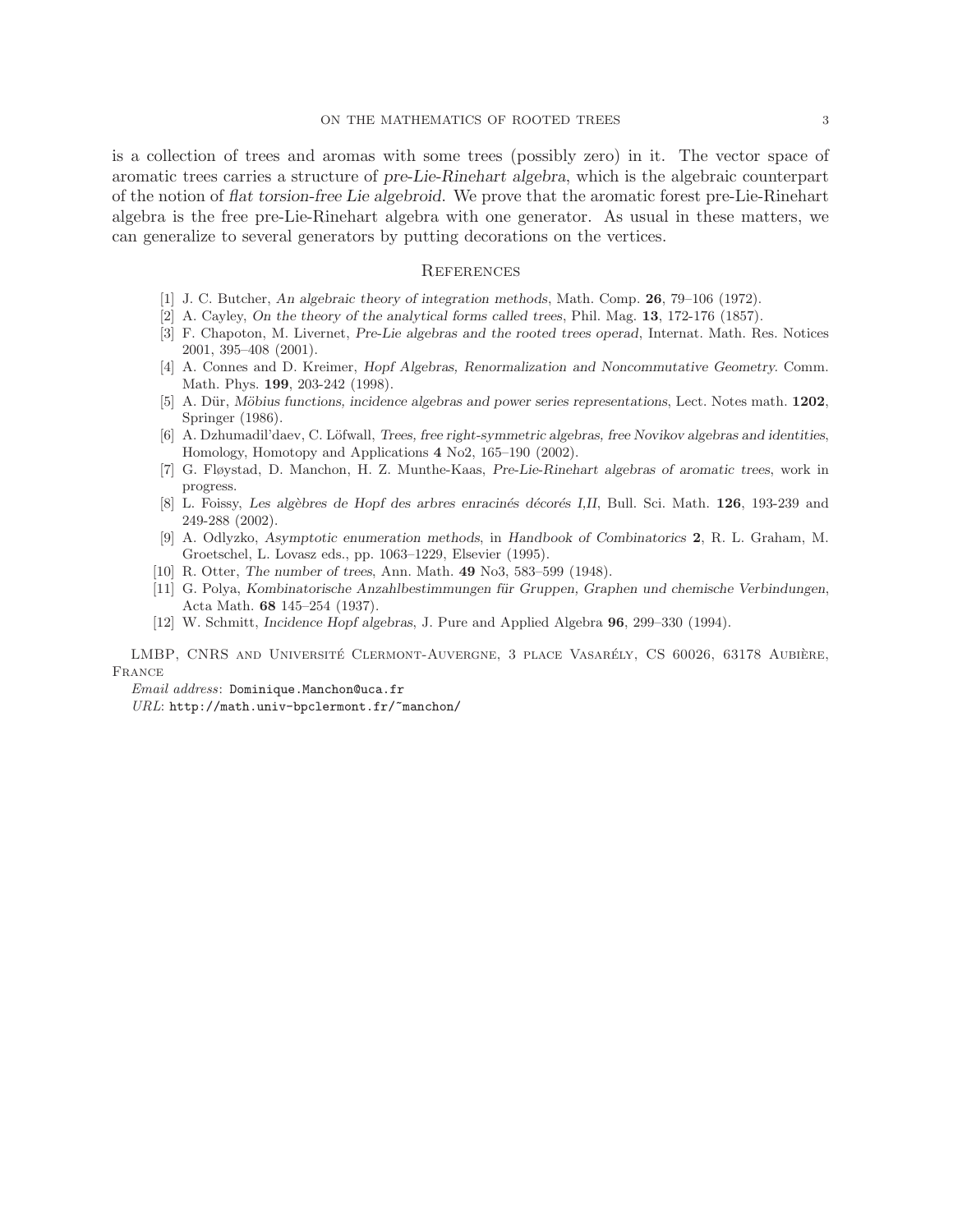is a collection of trees and aromas with some trees (possibly zero) in it. The vector space of aromatic trees carries a structure of *pre-Lie-Rinehart algebra*, which is the algebraic counterpart of the notion of *flat torsion-free Lie algebroid*. We prove that the aromatic forest pre-Lie-Rinehart algebra is the free pre-Lie-Rinehart algebra with one generator. As usual in these matters, we can generalize to several generators by putting decorations on the vertices.

## References

[1] J. C. Butcher, *An algebraic theory of integration methods*, Math. Comp. **26**, 79–106 (1972).

[2] A. Cayley, *On the theory of the analytical forms called trees*, Phil. Mag. **13**, 172-176 (1857).

[3] F. Chapoton, M. Livernet, *Pre-Lie algebras and the rooted trees operad*, Internat. Math. Res. Notices 2001, 395–408 (2001).

[4] A. Connes and D. Kreimer, *Hopf Algebras, Renormalization and Noncommutative Geometry*. Comm. Math. Phys. **199**, 203-242 (1998).

[5] A. Dür, *Möbius functions, incidence algebras and power series representations*, Lect. Notes math. **1202**, Springer (1986).

[6] A. Dzhumadil'daev, C. Löfwall, *Trees, free right-symmetric algebras, free Novikov algebras and identities*, Homology, Homotopy and Applications **4** No2, 165–190 (2002).

[7] G. Fløystad, D. Manchon, H. Z. Munthe-Kaas, *Pre-Lie-Rinehart algebras of aromatic trees*, work in progress.

[8] L. Foissy, *Les algèbres de Hopf des arbres enracinés décorés I,II*, Bull. Sci. Math. **126**, 193-239 and 249-288 (2002).

[9] A. Odlyzko, *Asymptotic enumeration methods*, in *Handbook of Combinatorics* **2**, R. L. Graham, M. Groetschel, L. Lovasz eds., pp. 1063–1229, Elsevier (1995).

[10] R. Otter, *The number of trees*, Ann. Math. **49** No3, 583–599 (1948).

[11] G. Polya, *Kombinatorische Anzahlbestimmungen für Gruppen, Graphen und chemische Verbindungen*, Acta Math. **68** 145–254 (1937).

[12] W. Schmitt, *Incidence Hopf algebras*, J. Pure and Applied Algebra **96**, 299–330 (1994).

LMBP, CNRS and Université Clermont-Auvergne, 3 place Vasarély, CS 60026, 63178 Aubière, France

*Email address*: Dominique.Manchon@uca.fr

*URL*: http://math.univ-bpclermont.fr/~manchon/